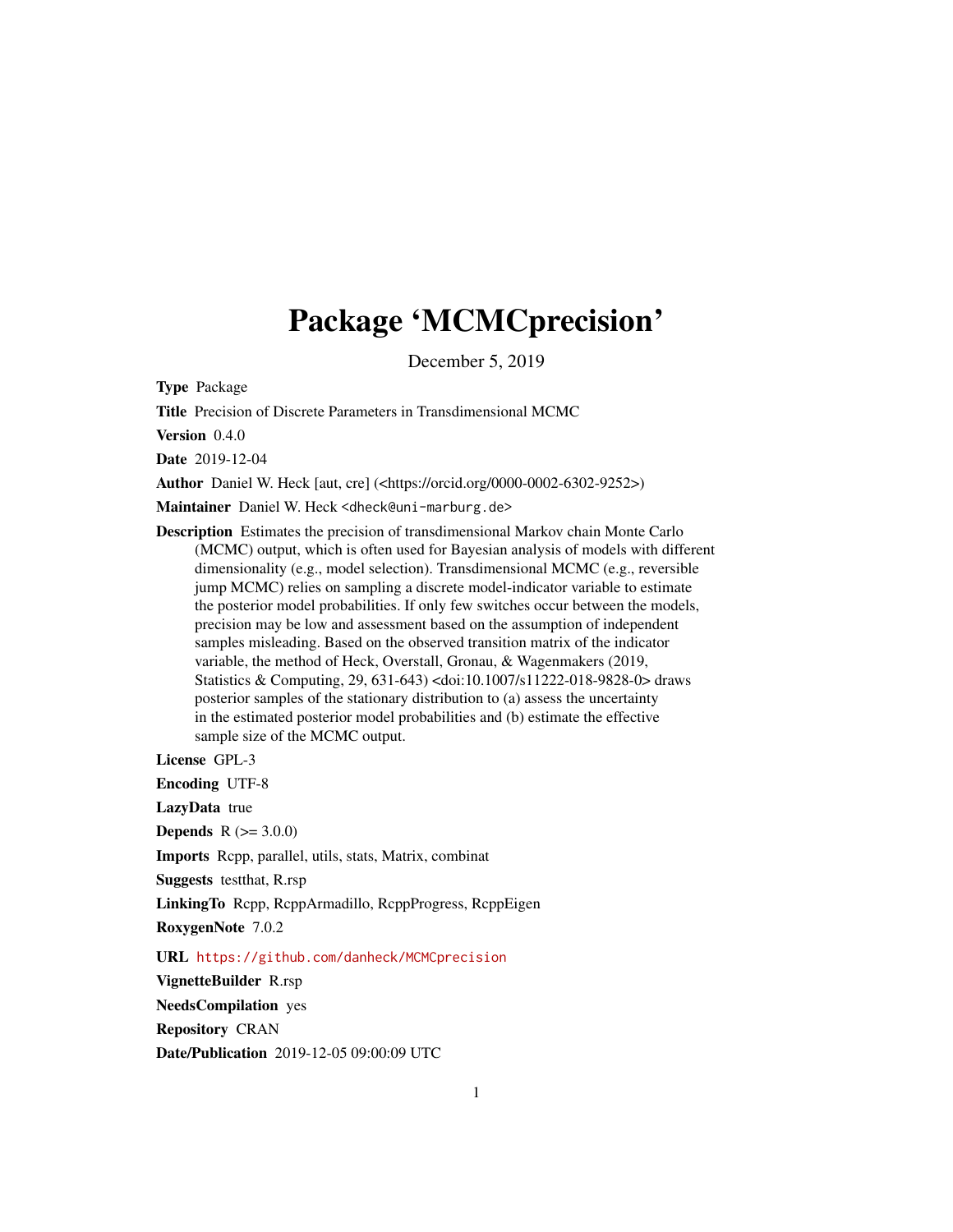# Package 'MCMCprecision'

December 5, 2019

**Type** Package

**Title** Precision of Discrete Parameters in Transdimensional MCMC

**Version** 0.4.0

**Date** 2019-12-04

**Author** Daniel W. Heck [aut, cre] (<https://orcid.org/0000-0002-6302-9252>)

**Maintainer** Daniel W. Heck <dheck@uni-marburg.de>

**Description** Estimates the precision of transdimensional Markov chain Monte Carlo (MCMC) output, which is often used for Bayesian analysis of models with different dimensionality (e.g., model selection). Transdimensional MCMC (e.g., reversible jump MCMC) relies on sampling a discrete model-indicator variable to estimate the posterior model probabilities. If only few switches occur between the models, precision may be low and assessment based on the assumption of independent samples misleading. Based on the observed transition matrix of the indicator variable, the method of Heck, Overstall, Gronau, & Wagenmakers (2019, Statistics & Computing, 29, 631-643) <doi:10.1007/s11222-018-9828-0> draws posterior samples of the stationary distribution to (a) assess the uncertainty in the estimated posterior model probabilities and (b) estimate the effective sample size of the MCMC output.

**License** GPL-3

**Encoding** UTF-8

**LazyData** true

**Depends** R (>= 3.0.0)

**Imports** Rcpp, parallel, utils, stats, Matrix, combinat

**Suggests** testthat, R.rsp

**LinkingTo** Rcpp, RcppArmadillo, RcppProgress, RcppEigen

**RoxygenNote** 7.0.2

**URL** https://github.com/danheck/MCMCprecision

**VignetteBuilder** R.rsp

**NeedsCompilation** yes

**Repository** CRAN

**Date/Publication** 2019-12-05 09:00:09 UTC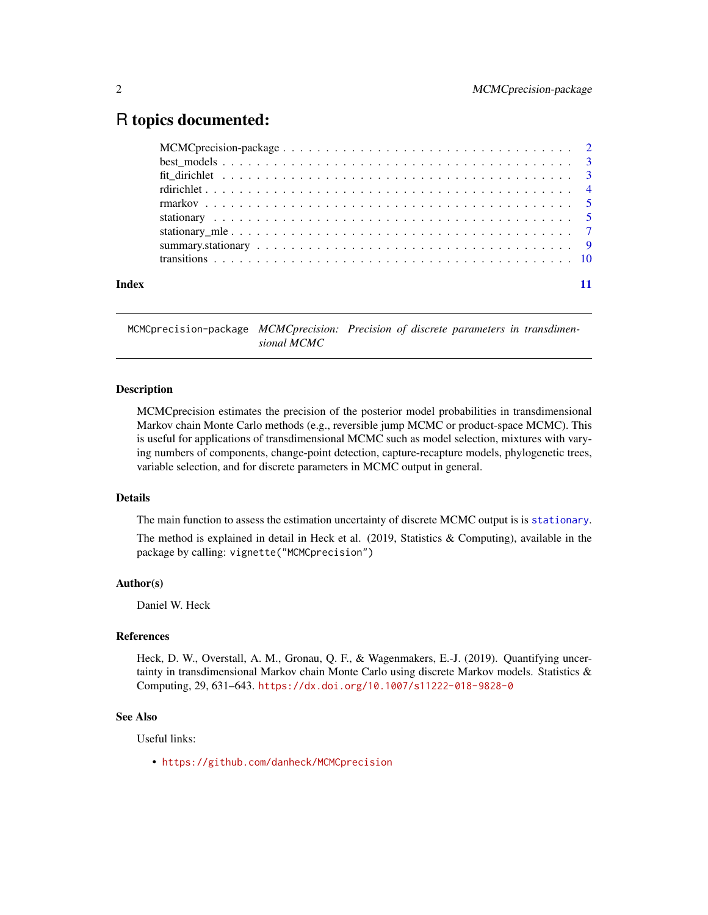# R topics documented:

| | |
|---|---|
| MCMCprecision-package | 2 |
| best_models | 3 |
| fit_dirichlet | 3 |
| rdirichlet | 4 |
| rmarkov | 5 |
| stationary | 5 |
| stationary_mle | 7 |
| summary.stationary | 9 |
| transitions | 10 |
| **Index** | **11** |

---

`MCMCprecision-package` *MCMCprecision: Precision of discrete parameters in transdimensional MCMC*

---

### Description

MCMCprecision estimates the precision of the posterior model probabilities in transdimensional Markov chain Monte Carlo methods (e.g., reversible jump MCMC or product-space MCMC). This is useful for applications of transdimensional MCMC such as model selection, mixtures with varying numbers of components, change-point detection, capture-recapture models, phylogenetic trees, variable selection, and for discrete parameters in MCMC output in general.

### Details

The main function to assess the estimation uncertainty of discrete MCMC output is is `stationary`.

The method is explained in detail in Heck et al. (2019, Statistics & Computing), available in the package by calling: `vignette("MCMCprecision")`

### Author(s)

Daniel W. Heck

### References

Heck, D. W., Overstall, A. M., Gronau, Q. F., & Wagenmakers, E.-J. (2019). Quantifying uncertainty in transdimensional Markov chain Monte Carlo using discrete Markov models. Statistics & Computing, 29, 631–643. https://dx.doi.org/10.1007/s11222-018-9828-0

### See Also

Useful links:

- https://github.com/danheck/MCMCprecision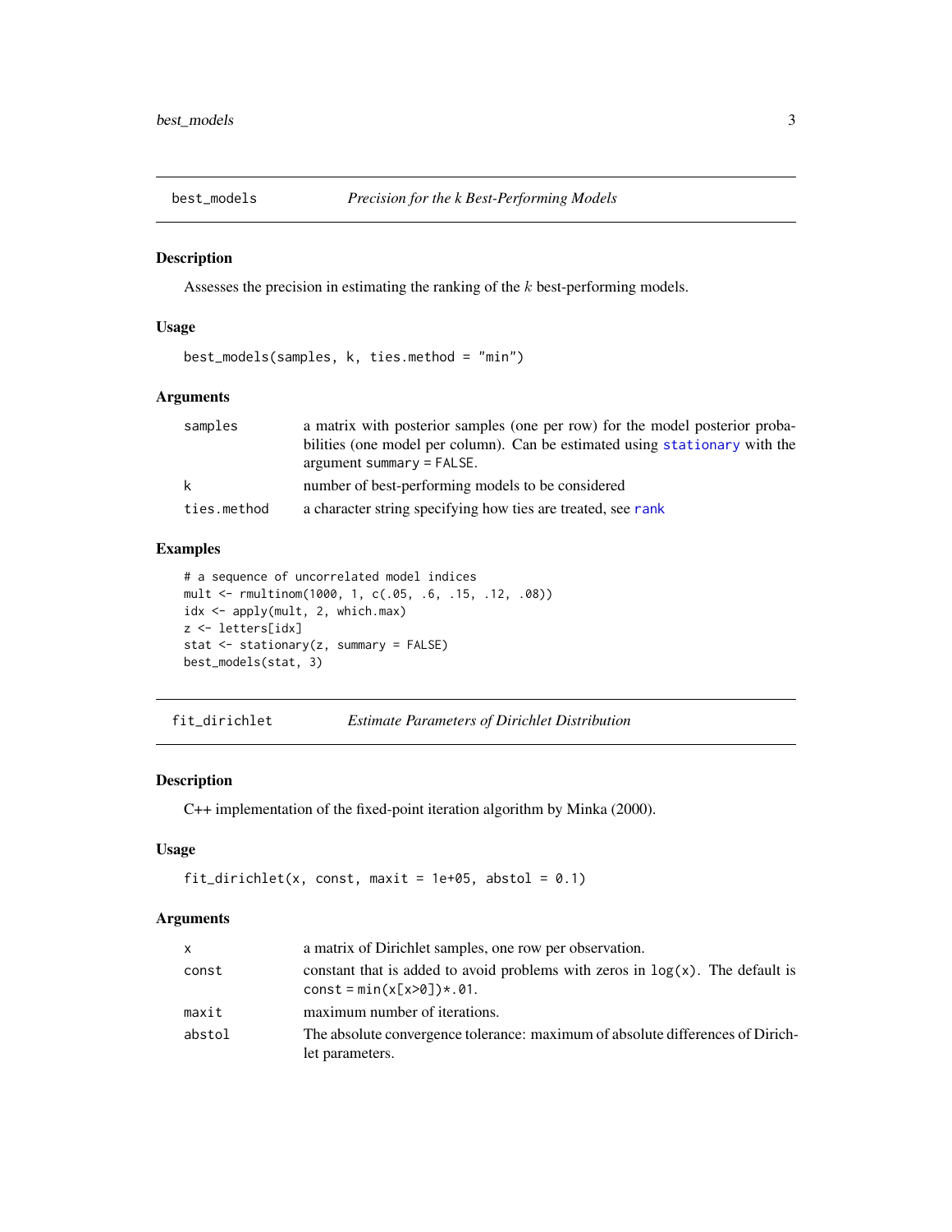## best_models — *Precision for the k Best-Performing Models*

### Description

Assesses the precision in estimating the ranking of the $k$ best-performing models.

### Usage

```
best_models(samples, k, ties.method = "min")
```

### Arguments

| | |
|---|---|
| samples | a matrix with posterior samples (one per row) for the model posterior probabilities (one model per column). Can be estimated using stationary with the argument summary = FALSE. |
| k | number of best-performing models to be considered |
| ties.method | a character string specifying how ties are treated, see rank |

### Examples

```
# a sequence of uncorrelated model indices
mult <- rmultinom(1000, 1, c(.05, .6, .15, .12, .08))
idx <- apply(mult, 2, which.max)
z <- letters[idx]
stat <- stationary(z, summary = FALSE)
best_models(stat, 3)
```

## fit_dirichlet — *Estimate Parameters of Dirichlet Distribution*

### Description

C++ implementation of the fixed-point iteration algorithm by Minka (2000).

### Usage

```
fit_dirichlet(x, const, maxit = 1e+05, abstol = 0.1)
```

### Arguments

| | |
|---|---|
| x | a matrix of Dirichlet samples, one row per observation. |
| const | constant that is added to avoid problems with zeros in log(x). The default is const = min(x[x>0])*.01. |
| maxit | maximum number of iterations. |
| abstol | The absolute convergence tolerance: maximum of absolute differences of Dirichlet parameters. |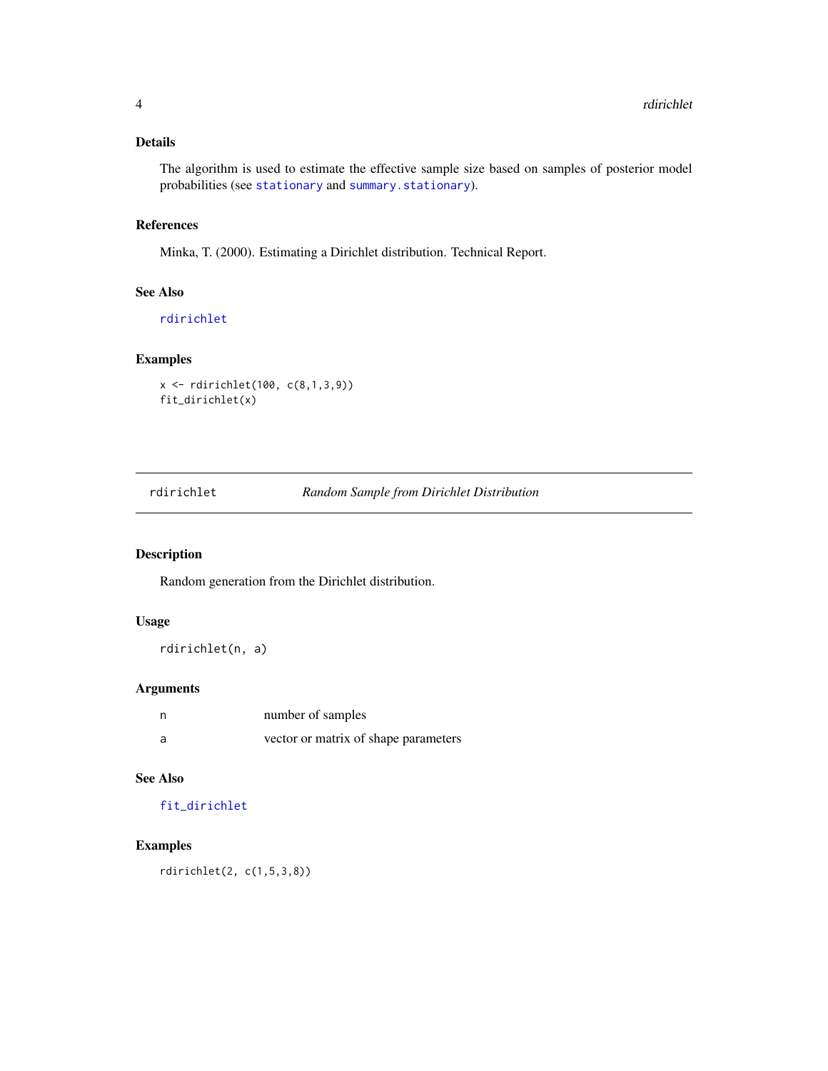### Details

The algorithm is used to estimate the effective sample size based on samples of posterior model probabilities (see `stationary` and `summary.stationary`).

### References

Minka, T. (2000). Estimating a Dirichlet distribution. Technical Report.

### See Also

`rdirichlet`

### Examples

```
x <- rdirichlet(100, c(8,1,3,9))
fit_dirichlet(x)
```

---

## rdirichlet — *Random Sample from Dirichlet Distribution*

### Description

Random generation from the Dirichlet distribution.

### Usage

```
rdirichlet(n, a)
```

### Arguments

| | |
|---|---|
| n | number of samples |
| a | vector or matrix of shape parameters |

### See Also

`fit_dirichlet`

### Examples

```
rdirichlet(2, c(1,5,3,8))
```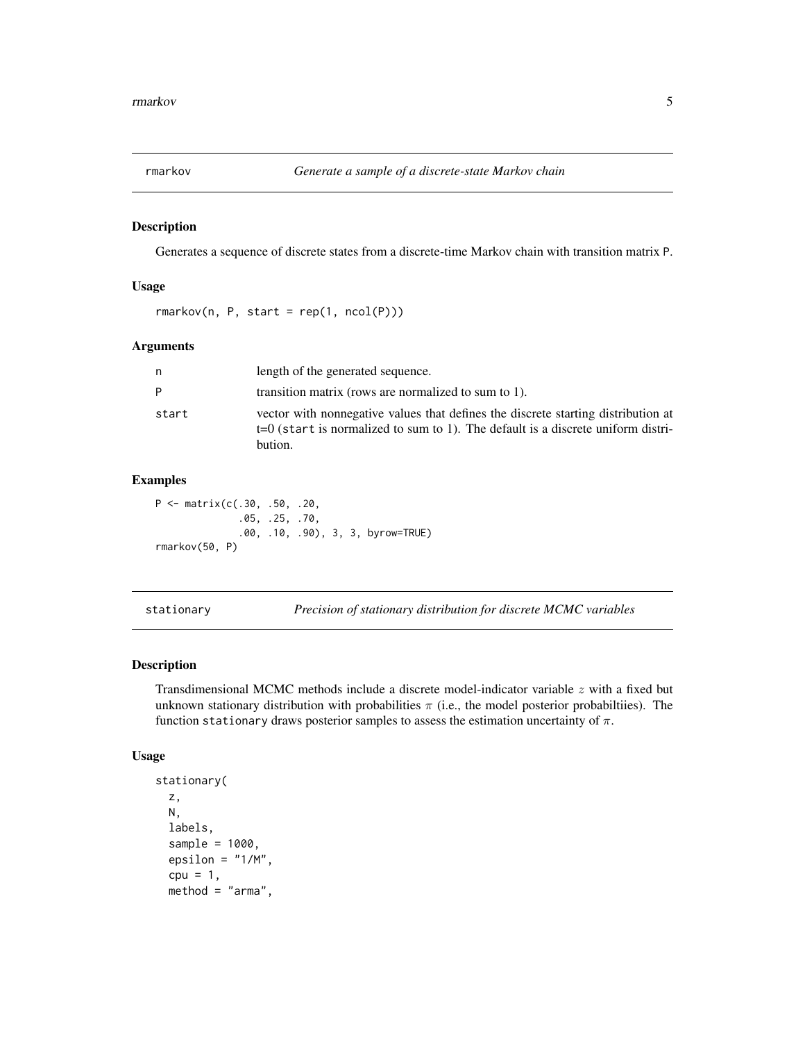## rmarkov — *Generate a sample of a discrete-state Markov chain*

### Description

Generates a sequence of discrete states from a discrete-time Markov chain with transition matrix P.

### Usage

```
rmarkov(n, P, start = rep(1, ncol(P)))
```

### Arguments

| | |
|---|---|
| n | length of the generated sequence. |
| P | transition matrix (rows are normalized to sum to 1). |
| start | vector with nonnegative values that defines the discrete starting distribution at t=0 (start is normalized to sum to 1). The default is a discrete uniform distribution. |

### Examples

```
P <- matrix(c(.30, .50, .20,
              .05, .25, .70,
              .00, .10, .90), 3, 3, byrow=TRUE)
rmarkov(50, P)
```

## stationary — *Precision of stationary distribution for discrete MCMC variables*

### Description

Transdimensional MCMC methods include a discrete model-indicator variable $z$ with a fixed but unknown stationary distribution with probabilities $\pi$ (i.e., the model posterior probabiltiies). The function stationary draws posterior samples to assess the estimation uncertainty of $\pi$.

### Usage

```
stationary(
  z,
  N,
  labels,
  sample = 1000,
  epsilon = "1/M",
  cpu = 1,
  method = "arma",
```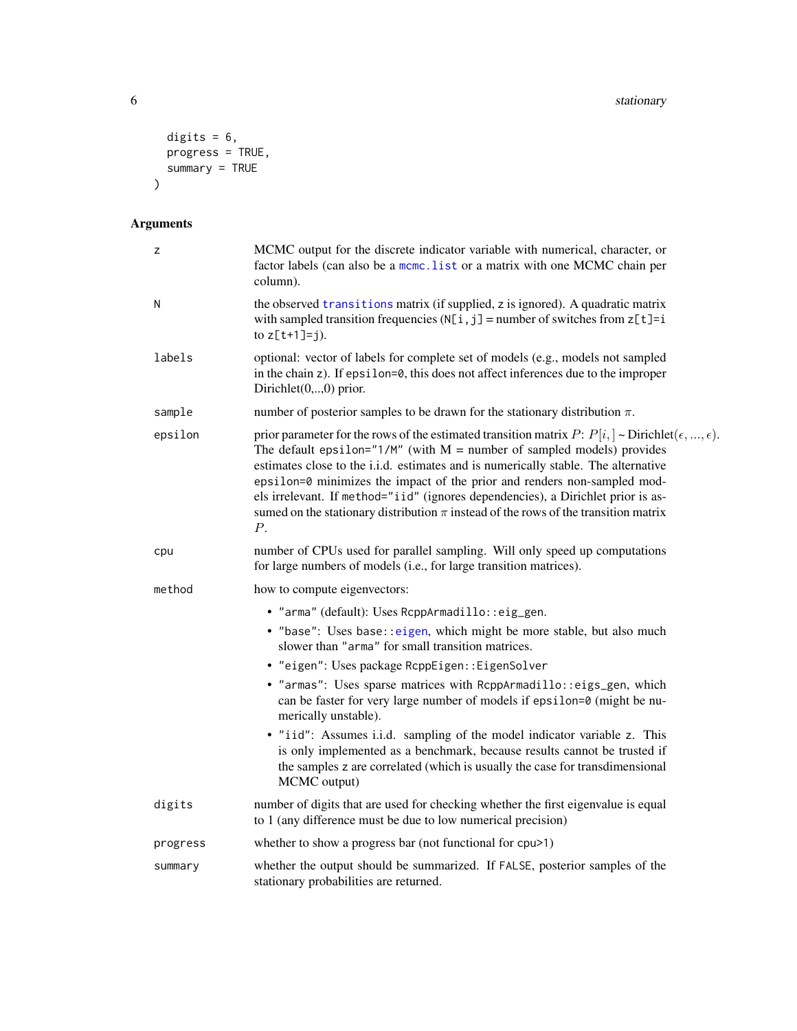```
  digits = 6,
  progress = TRUE,
  summary = TRUE
)
```

## Arguments

| Argument | Description |
|---|---|
| `z` | MCMC output for the discrete indicator variable with numerical, character, or factor labels (can also be a `mcmc.list` or a matrix with one MCMC chain per column). |
| `N` | the observed `transitions` matrix (if supplied, `z` is ignored). A quadratic matrix with sampled transition frequencies (`N[i,j]` = number of switches from `z[t]=i` to `z[t+1]=j`). |
| `labels` | optional: vector of labels for complete set of models (e.g., models not sampled in the chain `z`). If `epsilon=0`, this does not affect inferences due to the improper Dirichlet(0,..,0) prior. |
| `sample` | number of posterior samples to be drawn for the stationary distribution $\pi$. |
| `epsilon` | prior parameter for the rows of the estimated transition matrix $P$: $P[i,] \sim \text{Dirichlet}(\epsilon, ..., \epsilon)$. The default `epsilon="1/M"` (with M = number of sampled models) provides estimates close to the i.i.d. estimates and is numerically stable. The alternative `epsilon=0` minimizes the impact of the prior and renders non-sampled models irrelevant. If `method="iid"` (ignores dependencies), a Dirichlet prior is assumed on the stationary distribution $\pi$ instead of the rows of the transition matrix $P$. |
| `cpu` | number of CPUs used for parallel sampling. Will only speed up computations for large numbers of models (i.e., for large transition matrices). |
| `method` | how to compute eigenvectors:<br>• `"arma"` (default): Uses `RcppArmadillo::eig_gen`.<br>• `"base"`: Uses `base::eigen`, which might be more stable, but also much slower than `"arma"` for small transition matrices.<br>• `"eigen"`: Uses package `RcppEigen::EigenSolver`<br>• `"armas"`: Uses sparse matrices with `RcppArmadillo::eigs_gen`, which can be faster for very large number of models if `epsilon=0` (might be numerically unstable).<br>• `"iid"`: Assumes i.i.d. sampling of the model indicator variable `z`. This is only implemented as a benchmark, because results cannot be trusted if the samples `z` are correlated (which is usually the case for transdimensional MCMC output) |
| `digits` | number of digits that are used for checking whether the first eigenvalue is equal to 1 (any difference must be due to low numerical precision) |
| `progress` | whether to show a progress bar (not functional for `cpu>1`) |
| `summary` | whether the output should be summarized. If `FALSE`, posterior samples of the stationary probabilities are returned. |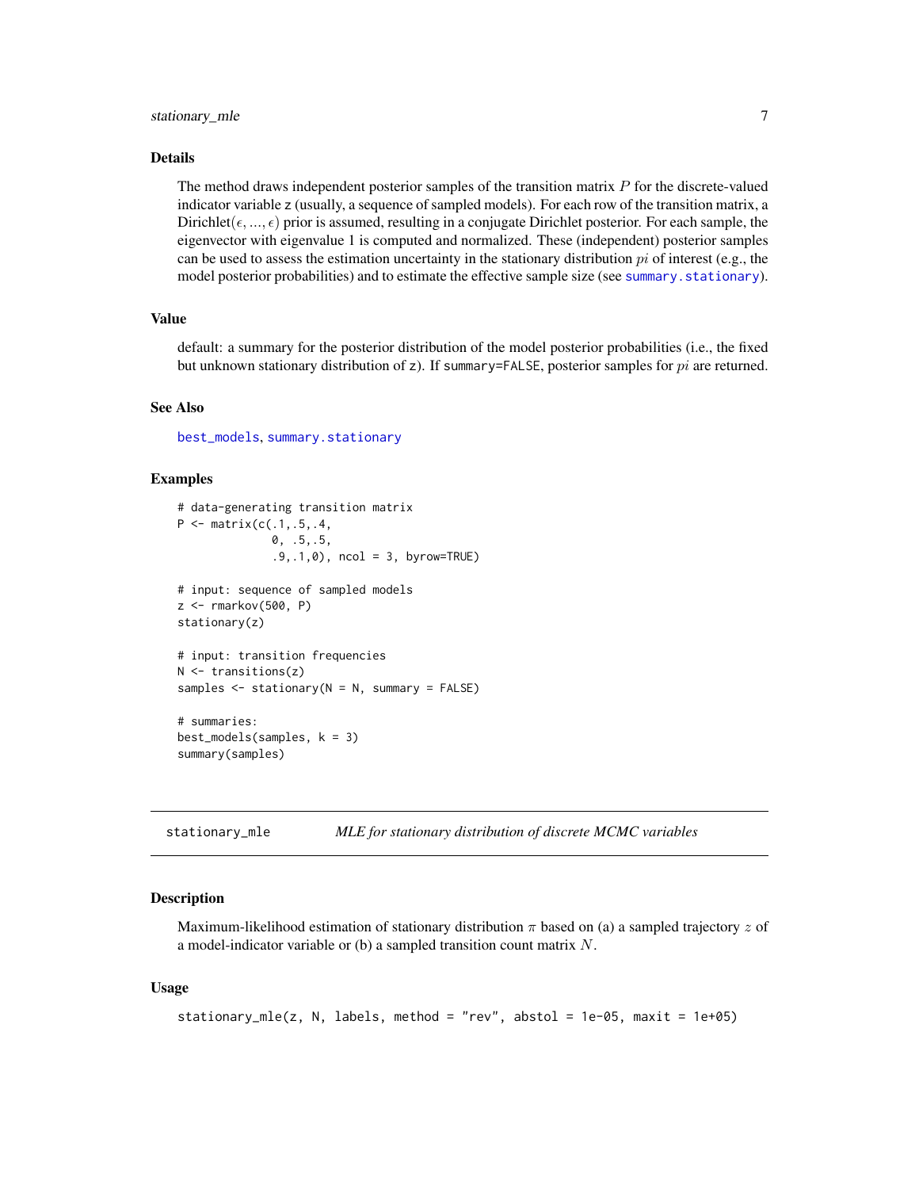## Details

The method draws independent posterior samples of the transition matrix $P$ for the discrete-valued indicator variable `z` (usually, a sequence of sampled models). For each row of the transition matrix, a Dirichlet$(\epsilon, ..., \epsilon)$ prior is assumed, resulting in a conjugate Dirichlet posterior. For each sample, the eigenvector with eigenvalue 1 is computed and normalized. These (independent) posterior samples can be used to assess the estimation uncertainty in the stationary distribution $pi$ of interest (e.g., the model posterior probabilities) and to estimate the effective sample size (see `summary.stationary`).

## Value

default: a summary for the posterior distribution of the model posterior probabilities (i.e., the fixed but unknown stationary distribution of `z`). If `summary=FALSE`, posterior samples for $pi$ are returned.

## See Also

`best_models`, `summary.stationary`

## Examples

```
# data-generating transition matrix
P <- matrix(c(.1,.5,.4,
              0, .5,.5,
              .9,.1,0), ncol = 3, byrow=TRUE)

# input: sequence of sampled models
z <- rmarkov(500, P)
stationary(z)

# input: transition frequencies
N <- transitions(z)
samples <- stationary(N = N, summary = FALSE)

# summaries:
best_models(samples, k = 3)
summary(samples)
```

---

# stationary_mle — *MLE for stationary distribution of discrete MCMC variables*

## Description

Maximum-likelihood estimation of stationary distribution $\pi$ based on (a) a sampled trajectory $z$ of a model-indicator variable or (b) a sampled transition count matrix $N$.

## Usage

```
stationary_mle(z, N, labels, method = "rev", abstol = 1e-05, maxit = 1e+05)
```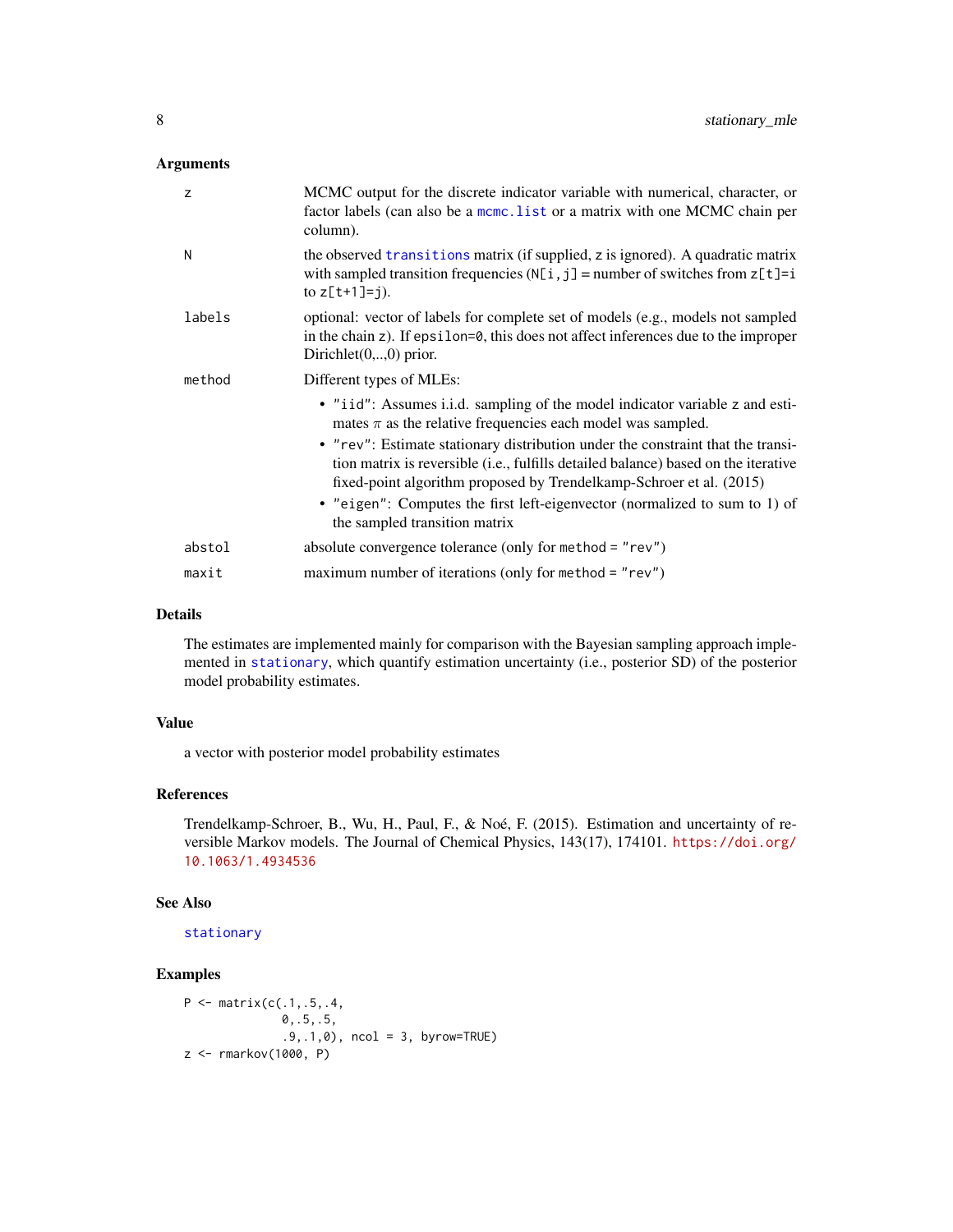### Arguments

| | |
|---|---|
| z | MCMC output for the discrete indicator variable with numerical, character, or factor labels (can also be a `mcmc.list` or a matrix with one MCMC chain per column). |
| N | the observed `transitions` matrix (if supplied, z is ignored). A quadratic matrix with sampled transition frequencies (`N[i,j]` = number of switches from `z[t]=i` to `z[t+1]=j`). |
| labels | optional: vector of labels for complete set of models (e.g., models not sampled in the chain z). If `epsilon=0`, this does not affect inferences due to the improper Dirichlet(0,..,0) prior. |
| method | Different types of MLEs: <br>• `"iid"`: Assumes i.i.d. sampling of the model indicator variable z and estimates $\pi$ as the relative frequencies each model was sampled. <br>• `"rev"`: Estimate stationary distribution under the constraint that the transition matrix is reversible (i.e., fulfills detailed balance) based on the iterative fixed-point algorithm proposed by Trendelkamp-Schroer et al. (2015) <br>• `"eigen"`: Computes the first left-eigenvector (normalized to sum to 1) of the sampled transition matrix |
| abstol | absolute convergence tolerance (only for `method = "rev"`) |
| maxit | maximum number of iterations (only for `method = "rev"`) |

### Details

The estimates are implemented mainly for comparison with the Bayesian sampling approach implemented in `stationary`, which quantify estimation uncertainty (i.e., posterior SD) of the posterior model probability estimates.

### Value

a vector with posterior model probability estimates

### References

Trendelkamp-Schroer, B., Wu, H., Paul, F., & Noé, F. (2015). Estimation and uncertainty of reversible Markov models. The Journal of Chemical Physics, 143(17), 174101. https://doi.org/10.1063/1.4934536

### See Also

`stationary`

### Examples

```
P <- matrix(c(.1,.5,.4,
              0,.5,.5,
              .9,.1,0), ncol = 3, byrow=TRUE)
z <- rmarkov(1000, P)
```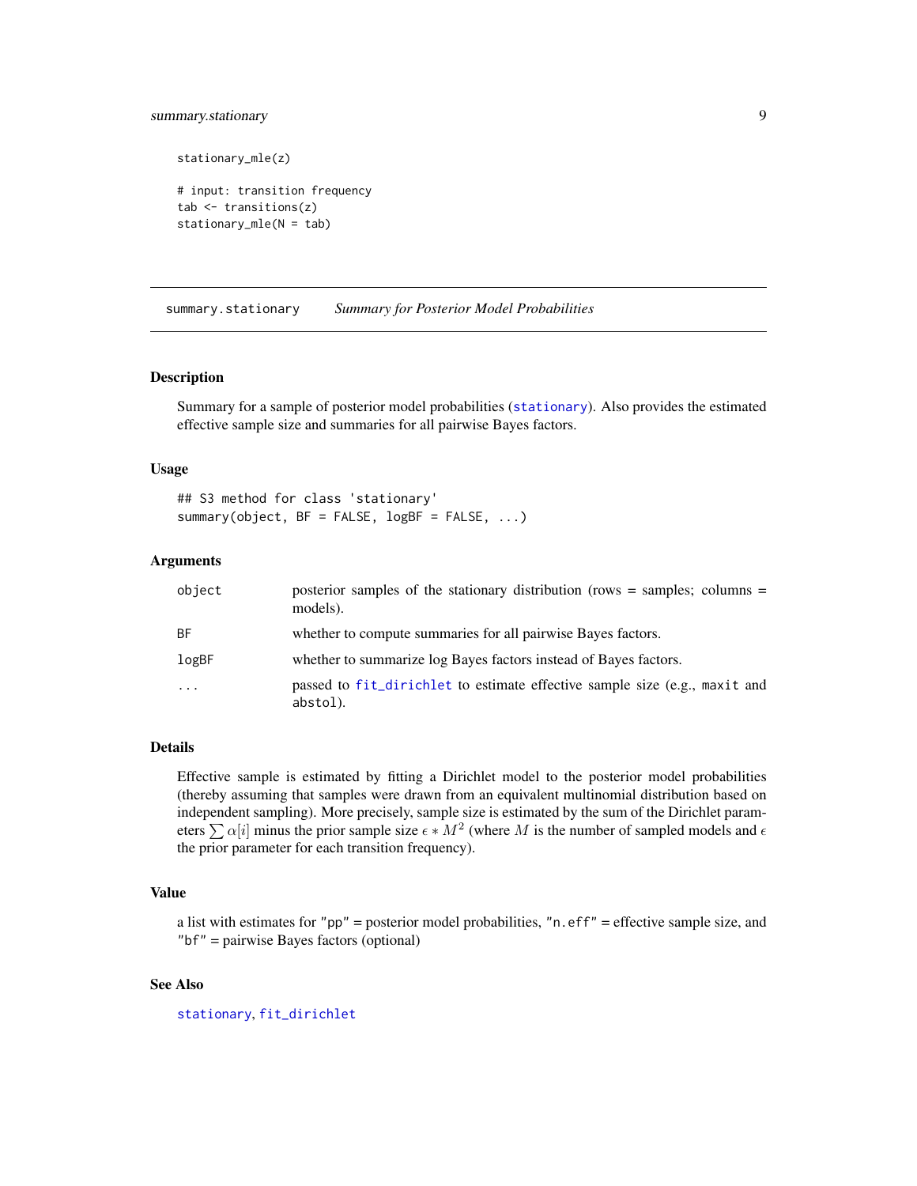```
stationary_mle(z)

# input: transition frequency
tab <- transitions(z)
stationary_mle(N = tab)
```

---

## summary.stationary — *Summary for Posterior Model Probabilities*

### Description

Summary for a sample of posterior model probabilities (stationary). Also provides the estimated effective sample size and summaries for all pairwise Bayes factors.

### Usage

```
## S3 method for class 'stationary'
summary(object, BF = FALSE, logBF = FALSE, ...)
```

### Arguments

| | |
|---|---|
| `object` | posterior samples of the stationary distribution (rows = samples; columns = models). |
| `BF` | whether to compute summaries for all pairwise Bayes factors. |
| `logBF` | whether to summarize log Bayes factors instead of Bayes factors. |
| `...` | passed to `fit_dirichlet` to estimate effective sample size (e.g., `maxit` and `abstol`). |

### Details

Effective sample is estimated by fitting a Dirichlet model to the posterior model probabilities (thereby assuming that samples were drawn from an equivalent multinomial distribution based on independent sampling). More precisely, sample size is estimated by the sum of the Dirichlet parameters $\sum \alpha[i]$ minus the prior sample size $\epsilon * M^2$ (where $M$ is the number of sampled models and $\epsilon$ the prior parameter for each transition frequency).

### Value

a list with estimates for "pp" = posterior model probabilities, "n.eff" = effective sample size, and "bf" = pairwise Bayes factors (optional)

### See Also

`stationary`, `fit_dirichlet`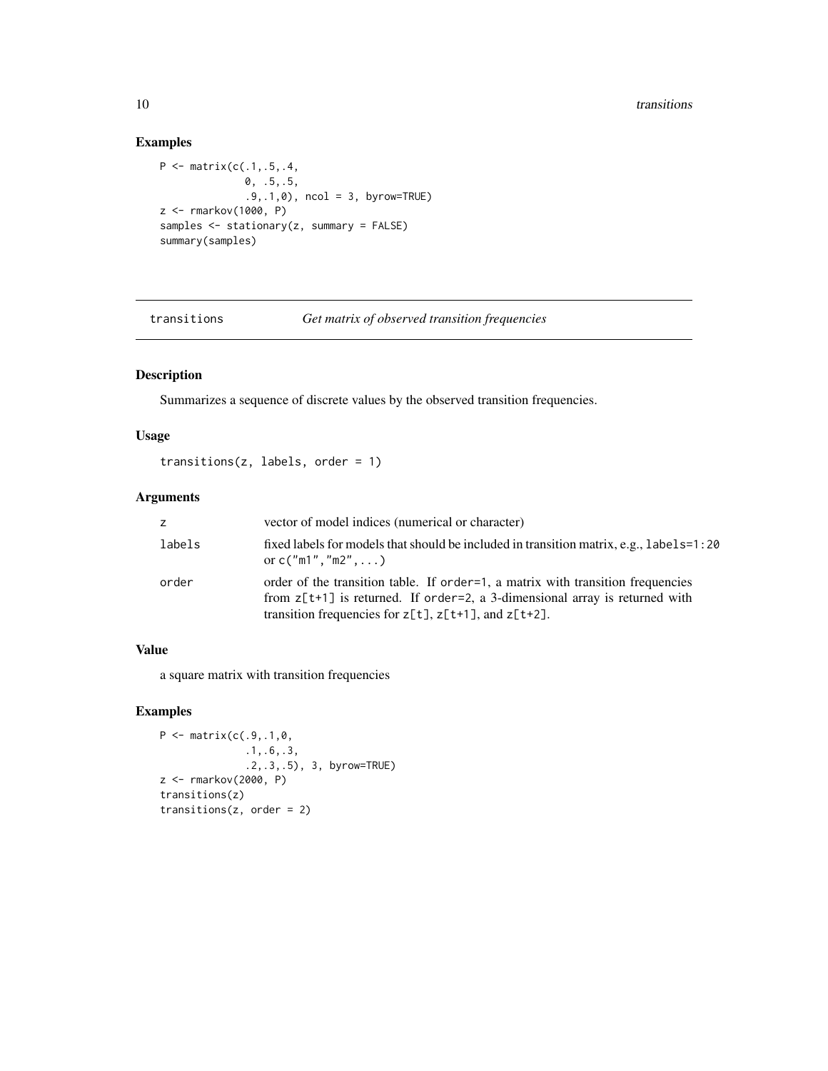## Examples

```
P <- matrix(c(.1,.5,.4,
              0, .5,.5,
              .9,.1,0), ncol = 3, byrow=TRUE)
z <- rmarkov(1000, P)
samples <- stationary(z, summary = FALSE)
summary(samples)
```

---

transitions *Get matrix of observed transition frequencies*

---

## Description

Summarizes a sequence of discrete values by the observed transition frequencies.

## Usage

```
transitions(z, labels, order = 1)
```

## Arguments

| | |
|---|---|
| z | vector of model indices (numerical or character) |
| labels | fixed labels for models that should be included in transition matrix, e.g., `labels=1:20` or `c("m1","m2",...)` |
| order | order of the transition table. If `order=1`, a matrix with transition frequencies from `z[t+1]` is returned. If `order=2`, a 3-dimensional array is returned with transition frequencies for `z[t]`, `z[t+1]`, and `z[t+2]`. |

## Value

a square matrix with transition frequencies

## Examples

```
P <- matrix(c(.9,.1,0,
              .1,.6,.3,
              .2,.3,.5), 3, byrow=TRUE)
z <- rmarkov(2000, P)
transitions(z)
transitions(z, order = 2)
```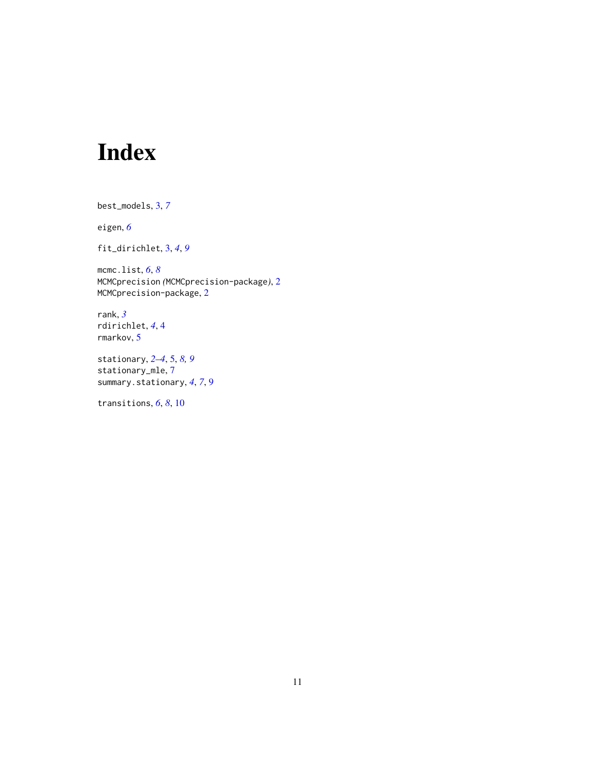# Index

best_models, 3, *7*

eigen, *6*

fit_dirichlet, 3, *4*, *9*

mcmc.list, *6*, *8*
MCMCprecision *(*MCMCprecision-package*)*, 2
MCMCprecision-package, 2

rank, *3*
rdirichlet, *4*, 4
rmarkov, 5

stationary, *2–4*, 5, *8, 9*
stationary_mle, 7
summary.stationary, *4*, *7*, 9

transitions, *6*, *8*, 10